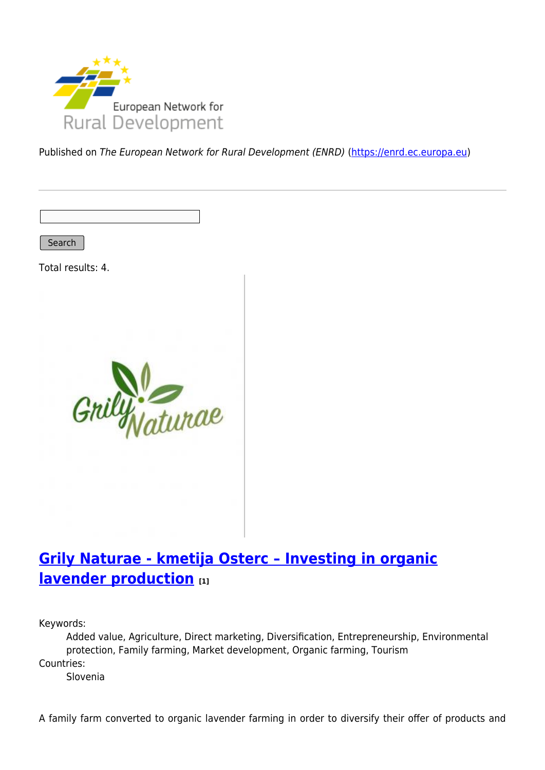Published on *The European Network for Rural Development (ENRD)* (https://enrd.ec.europa.eu)

Search

Total results: 4.

## Grily Naturae - kmetija Osterc – Investing in organic lavender production [1]

Keywords:
: Added value, Agriculture, Direct marketing, Diversification, Entrepreneurship, Environmental protection, Family farming, Market development, Organic farming, Tourism

Countries:
: Slovenia

A family farm converted to organic lavender farming in order to diversify their offer of products and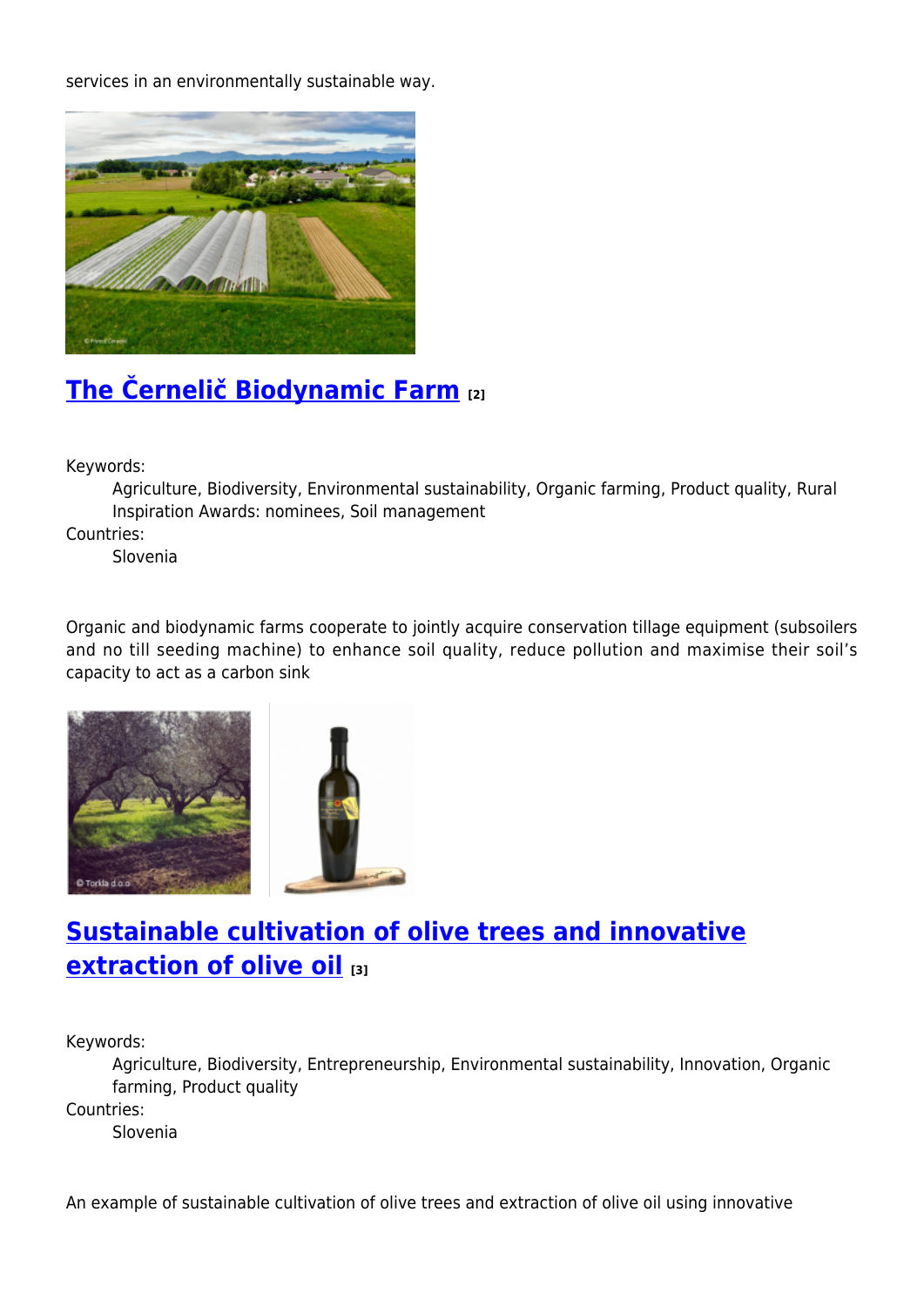services in an environmentally sustainable way.

## The Černelič Biodynamic Farm [2]

Keywords:
Agriculture, Biodiversity, Environmental sustainability, Organic farming, Product quality, Rural Inspiration Awards: nominees, Soil management

Countries:
Slovenia

Organic and biodynamic farms cooperate to jointly acquire conservation tillage equipment (subsoilers and no till seeding machine) to enhance soil quality, reduce pollution and maximise their soil's capacity to act as a carbon sink

## Sustainable cultivation of olive trees and innovative extraction of olive oil [3]

Keywords:
Agriculture, Biodiversity, Entrepreneurship, Environmental sustainability, Innovation, Organic farming, Product quality

Countries:
Slovenia

An example of sustainable cultivation of olive trees and extraction of olive oil using innovative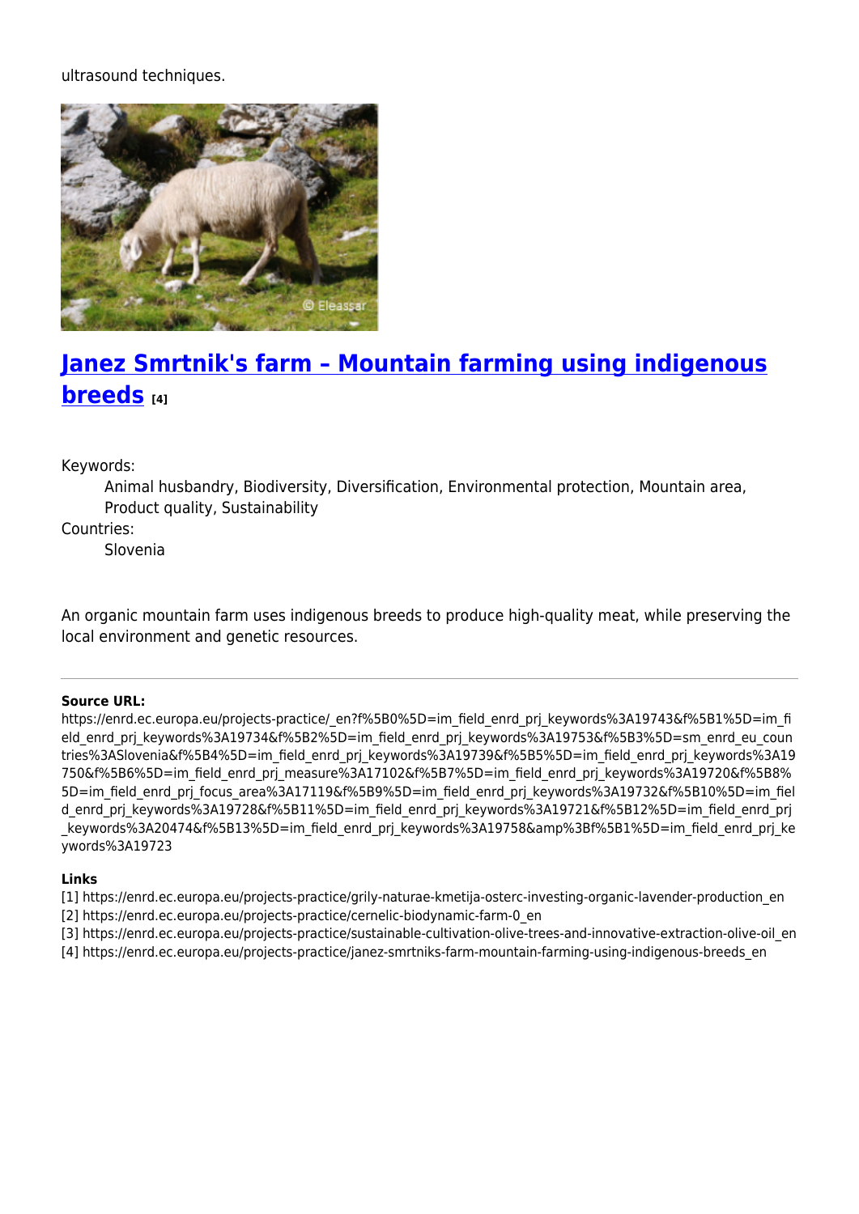ultrasound techniques.

## [Janez Smrtnik's farm – Mountain farming using indigenous breeds](https://enrd.ec.europa.eu/projects-practice/janez-smrtniks-farm-mountain-farming-using-indigenous-breeds_en) [4]

Keywords:
: Animal husbandry, Biodiversity, Diversification, Environmental protection, Mountain area, Product quality, Sustainability

Countries:
: Slovenia

An organic mountain farm uses indigenous breeds to produce high-quality meat, while preserving the local environment and genetic resources.

---

**Source URL:**
https://enrd.ec.europa.eu/projects-practice/_en?f%5B0%5D=im_field_enrd_prj_keywords%3A19743&f%5B1%5D=im_field_enrd_prj_keywords%3A19734&f%5B2%5D=im_field_enrd_prj_keywords%3A19753&f%5B3%5D=sm_enrd_eu_countries%3ASlovenia&f%5B4%5D=im_field_enrd_prj_keywords%3A19739&f%5B5%5D=im_field_enrd_prj_keywords%3A19750&f%5B6%5D=im_field_enrd_prj_measure%3A17102&f%5B7%5D=im_field_enrd_prj_keywords%3A19720&f%5B8%5D=im_field_enrd_prj_focus_area%3A17119&f%5B9%5D=im_field_enrd_prj_keywords%3A19732&f%5B10%5D=im_field_enrd_prj_keywords%3A19728&f%5B11%5D=im_field_enrd_prj_keywords%3A19721&f%5B12%5D=im_field_enrd_prj_keywords%3A20474&f%5B13%5D=im_field_enrd_prj_keywords%3A19758&amp%3Bf%5B1%5D=im_field_enrd_prj_keywords%3A19723

**Links**
[1] https://enrd.ec.europa.eu/projects-practice/grily-naturae-kmetija-osterc-investing-organic-lavender-production_en
[2] https://enrd.ec.europa.eu/projects-practice/cernelic-biodynamic-farm-0_en
[3] https://enrd.ec.europa.eu/projects-practice/sustainable-cultivation-olive-trees-and-innovative-extraction-olive-oil_en
[4] https://enrd.ec.europa.eu/projects-practice/janez-smrtniks-farm-mountain-farming-using-indigenous-breeds_en